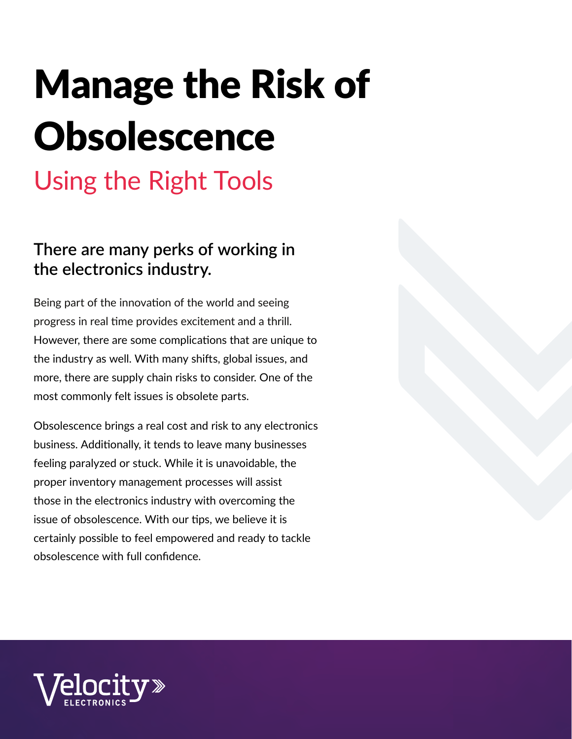# Manage the Risk of Obsolescence

## Using the Right Tools

### There are many perks of working in the electronics industry.

Being part of the innovation of the world and seeing progress in real time provides excitement and a thrill. However, there are some complications that are unique to the industry as well. With many shifts, global issues, and more, there are supply chain risks to consider. One of the most commonly felt issues is obsolete parts.

Obsolescence brings a real cost and risk to any electronics business. Additionally, it tends to leave many businesses feeling paralyzed or stuck. While it is unavoidable, the proper inventory management processes will assist those in the electronics industry with overcoming the issue of obsolescence. With our tips, we believe it is certainly possible to feel empowered and ready to tackle obsolescence with full confidence.

Velocity ELECTRONICS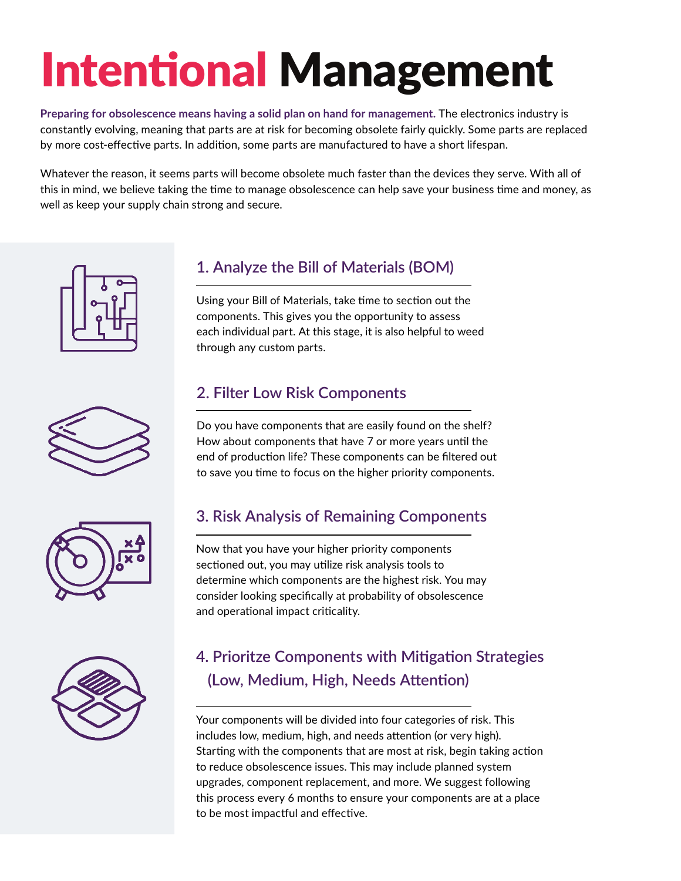# Intentional Management

**Preparing for obsolescence means having a solid plan on hand for management.** The electronics industry is constantly evolving, meaning that parts are at risk for becoming obsolete fairly quickly. Some parts are replaced by more cost-effective parts. In addition, some parts are manufactured to have a short lifespan.

Whatever the reason, it seems parts will become obsolete much faster than the devices they serve. With all of this in mind, we believe taking the time to manage obsolescence can help save your business time and money, as well as keep your supply chain strong and secure.

## 1. Analyze the Bill of Materials (BOM)

Using your Bill of Materials, take time to section out the components. This gives you the opportunity to assess each individual part. At this stage, it is also helpful to weed through any custom parts.

## 2. Filter Low Risk Components

Do you have components that are easily found on the shelf? How about components that have 7 or more years until the end of production life? These components can be filtered out to save you time to focus on the higher priority components.

## 3. Risk Analysis of Remaining Components

Now that you have your higher priority components sectioned out, you may utilize risk analysis tools to determine which components are the highest risk. You may consider looking specifically at probability of obsolescence and operational impact criticality.

## 4. Prioritze Components with Mitigation Strategies (Low, Medium, High, Needs Attention)

Your components will be divided into four categories of risk. This includes low, medium, high, and needs attention (or very high). Starting with the components that are most at risk, begin taking action to reduce obsolescence issues. This may include planned system upgrades, component replacement, and more. We suggest following this process every 6 months to ensure your components are at a place to be most impactful and effective.